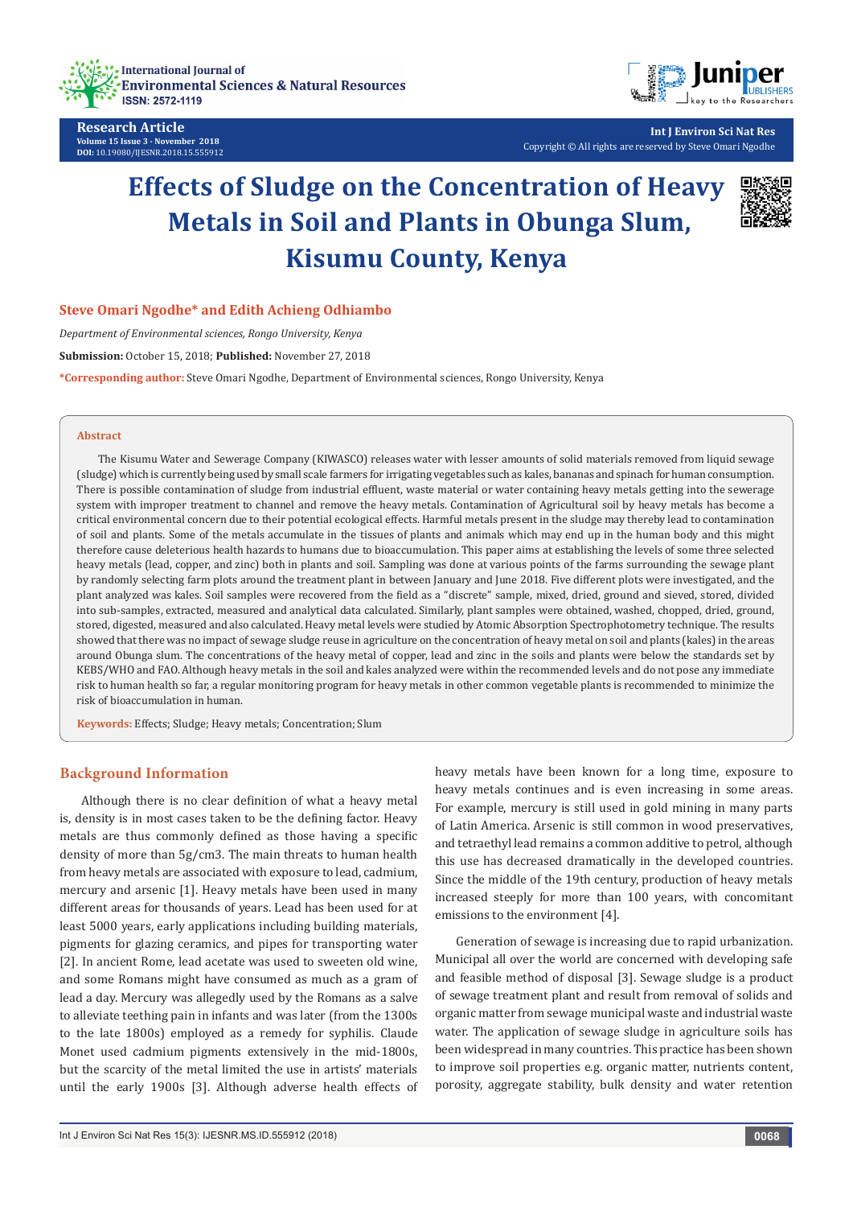Research Article

# Effects of Sludge on the Concentration of Heavy Metals in Soil and Plants in Obunga Slum, Kisumu County, Kenya

**Steve Omari Ngodhe* and Edith Achieng Odhiambo**

*Department of Environmental sciences, Rongo University, Kenya*

**Submission:** October 15, 2018; **Published:** November 27, 2018

***Corresponding author:** Steve Omari Ngodhe, Department of Environmental sciences, Rongo University, Kenya

## Abstract

The Kisumu Water and Sewerage Company (KIWASCO) releases water with lesser amounts of solid materials removed from liquid sewage (sludge) which is currently being used by small scale farmers for irrigating vegetables such as kales, bananas and spinach for human consumption. There is possible contamination of sludge from industrial effluent, waste material or water containing heavy metals getting into the sewerage system with improper treatment to channel and remove the heavy metals. Contamination of Agricultural soil by heavy metals has become a critical environmental concern due to their potential ecological effects. Harmful metals present in the sludge may thereby lead to contamination of soil and plants. Some of the metals accumulate in the tissues of plants and animals which may end up in the human body and this might therefore cause deleterious health hazards to humans due to bioaccumulation. This paper aims at establishing the levels of some three selected heavy metals (lead, copper, and zinc) both in plants and soil. Sampling was done at various points of the farms surrounding the sewage plant by randomly selecting farm plots around the treatment plant in between January and June 2018. Five different plots were investigated, and the plant analyzed was kales. Soil samples were recovered from the field as a "discrete" sample, mixed, dried, ground and sieved, stored, divided into sub-samples, extracted, measured and analytical data calculated. Similarly, plant samples were obtained, washed, chopped, dried, ground, stored, digested, measured and also calculated. Heavy metal levels were studied by Atomic Absorption Spectrophotometry technique. The results showed that there was no impact of sewage sludge reuse in agriculture on the concentration of heavy metal on soil and plants (kales) in the areas around Obunga slum. The concentrations of the heavy metal of copper, lead and zinc in the soils and plants were below the standards set by KEBS/WHO and FAO. Although heavy metals in the soil and kales analyzed were within the recommended levels and do not pose any immediate risk to human health so far, a regular monitoring program for heavy metals in other common vegetable plants is recommended to minimize the risk of bioaccumulation in human.

**Keywords:** Effects; Sludge; Heavy metals; Concentration; Slum

## Background Information

Although there is no clear definition of what a heavy metal is, density is in most cases taken to be the defining factor. Heavy metals are thus commonly defined as those having a specific density of more than 5g/cm3. The main threats to human health from heavy metals are associated with exposure to lead, cadmium, mercury and arsenic [1]. Heavy metals have been used in many different areas for thousands of years. Lead has been used for at least 5000 years, early applications including building materials, pigments for glazing ceramics, and pipes for transporting water [2]. In ancient Rome, lead acetate was used to sweeten old wine, and some Romans might have consumed as much as a gram of lead a day. Mercury was allegedly used by the Romans as a salve to alleviate teething pain in infants and was later (from the 1300s to the late 1800s) employed as a remedy for syphilis. Claude Monet used cadmium pigments extensively in the mid-1800s, but the scarcity of the metal limited the use in artists' materials until the early 1900s [3]. Although adverse health effects of heavy metals have been known for a long time, exposure to heavy metals continues and is even increasing in some areas. For example, mercury is still used in gold mining in many parts of Latin America. Arsenic is still common in wood preservatives, and tetraethyl lead remains a common additive to petrol, although this use has decreased dramatically in the developed countries. Since the middle of the 19th century, production of heavy metals increased steeply for more than 100 years, with concomitant emissions to the environment [4].

Generation of sewage is increasing due to rapid urbanization. Municipal all over the world are concerned with developing safe and feasible method of disposal [3]. Sewage sludge is a product of sewage treatment plant and result from removal of solids and organic matter from sewage municipal waste and industrial waste water. The application of sewage sludge in agriculture soils has been widespread in many countries. This practice has been shown to improve soil properties e.g. organic matter, nutrients content, porosity, aggregate stability, bulk density and water retention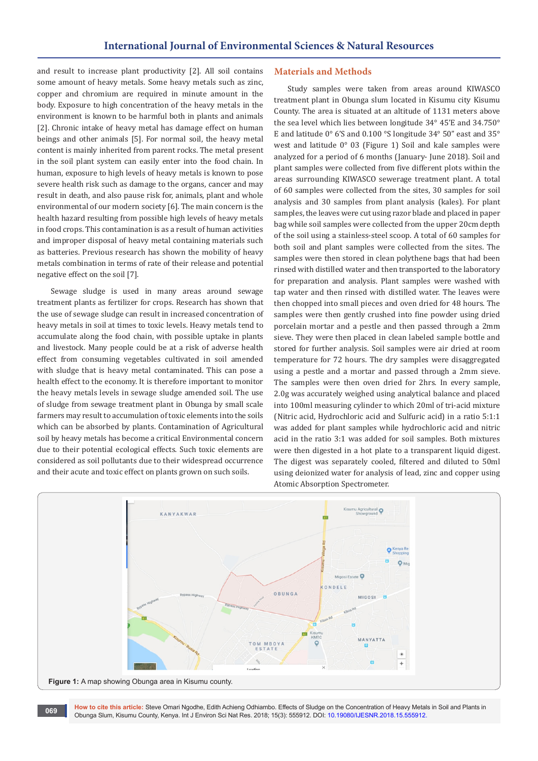and result to increase plant productivity [2]. All soil contains some amount of heavy metals. Some heavy metals such as zinc, copper and chromium are required in minute amount in the body. Exposure to high concentration of the heavy metals in the environment is known to be harmful both in plants and animals [2]. Chronic intake of heavy metal has damage effect on human beings and other animals [5]. For normal soil, the heavy metal content is mainly inherited from parent rocks. The metal present in the soil plant system can easily enter into the food chain. In human, exposure to high levels of heavy metals is known to pose severe health risk such as damage to the organs, cancer and may result in death, and also pause risk for, animals, plant and whole environmental of our modern society [6]. The main concern is the health hazard resulting from possible high levels of heavy metals in food crops. This contamination is as a result of human activities and improper disposal of heavy metal containing materials such as batteries. Previous research has shown the mobility of heavy metals combination in terms of rate of their release and potential negative effect on the soil [7].

Sewage sludge is used in many areas around sewage treatment plants as fertilizer for crops. Research has shown that the use of sewage sludge can result in increased concentration of heavy metals in soil at times to toxic levels. Heavy metals tend to accumulate along the food chain, with possible uptake in plants and livestock. Many people could be at a risk of adverse health effect from consuming vegetables cultivated in soil amended with sludge that is heavy metal contaminated. This can pose a health effect to the economy. It is therefore important to monitor the heavy metals levels in sewage sludge amended soil. The use of sludge from sewage treatment plant in Obunga by small scale farmers may result to accumulation of toxic elements into the soils which can be absorbed by plants. Contamination of Agricultural soil by heavy metals has become a critical Environmental concern due to their potential ecological effects. Such toxic elements are considered as soil pollutants due to their widespread occurrence and their acute and toxic effect on plants grown on such soils.

## Materials and Methods

Study samples were taken from areas around KIWASCO treatment plant in Obunga slum located in Kisumu city Kisumu County. The area is situated at an altitude of 1131 meters above the sea level which lies between longitude 34° 45'E and 34.750° E and latitude 0° 6'S and 0.100 °S longitude 34° 50" east and 35° west and latitude 0° 03 (Figure 1) Soil and kale samples were analyzed for a period of 6 months (January- June 2018). Soil and plant samples were collected from five different plots within the areas surrounding KIWASCO sewerage treatment plant. A total of 60 samples were collected from the sites, 30 samples for soil analysis and 30 samples from plant analysis (kales). For plant samples, the leaves were cut using razor blade and placed in paper bag while soil samples were collected from the upper 20cm depth of the soil using a stainless-steel scoop. A total of 60 samples for both soil and plant samples were collected from the sites. The samples were then stored in clean polythene bags that had been rinsed with distilled water and then transported to the laboratory for preparation and analysis. Plant samples were washed with tap water and then rinsed with distilled water. The leaves were then chopped into small pieces and oven dried for 48 hours. The samples were then gently crushed into fine powder using dried porcelain mortar and a pestle and then passed through a 2mm sieve. They were then placed in clean labeled sample bottle and stored for further analysis. Soil samples were air dried at room temperature for 72 hours. The dry samples were disaggregated using a pestle and a mortar and passed through a 2mm sieve. The samples were then oven dried for 2hrs. In every sample, 2.0g was accurately weighed using analytical balance and placed into 100ml measuring cylinder to which 20ml of tri-acid mixture (Nitric acid, Hydrochloric acid and Sulfuric acid) in a ratio 5:1:1 was added for plant samples while hydrochloric acid and nitric acid in the ratio 3:1 was added for soil samples. Both mixtures were then digested in a hot plate to a transparent liquid digest. The digest was separately cooled, filtered and diluted to 50ml using deionized water for analysis of lead, zinc and copper using Atomic Absorption Spectrometer.

**Figure 1:** A map showing Obunga area in Kisumu county.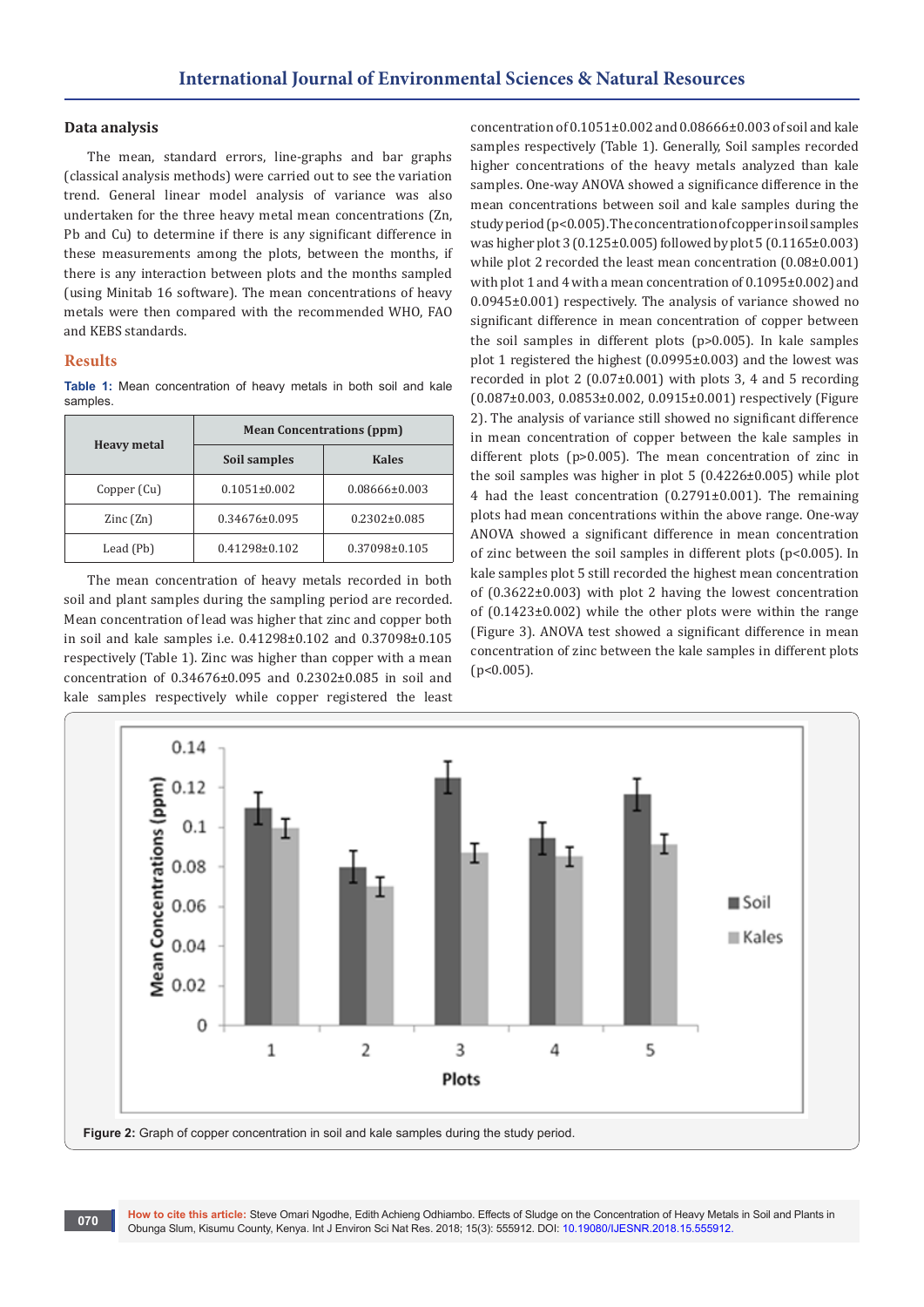### Data analysis

The mean, standard errors, line-graphs and bar graphs (classical analysis methods) were carried out to see the variation trend. General linear model analysis of variance was also undertaken for the three heavy metal mean concentrations (Zn, Pb and Cu) to determine if there is any significant difference in these measurements among the plots, between the months, if there is any interaction between plots and the months sampled (using Minitab 16 software). The mean concentrations of heavy metals were then compared with the recommended WHO, FAO and KEBS standards.

## Results

**Table 1:** Mean concentration of heavy metals in both soil and kale samples.

| Heavy metal | Mean Concentrations (ppm) | |
|---|---|---|
| | Soil samples | Kales |
| Copper (Cu) | 0.1051±0.002 | 0.08666±0.003 |
| Zinc (Zn) | 0.34676±0.095 | 0.2302±0.085 |
| Lead (Pb) | 0.41298±0.102 | 0.37098±0.105 |

The mean concentration of heavy metals recorded in both soil and plant samples during the sampling period are recorded. Mean concentration of lead was higher that zinc and copper both in soil and kale samples i.e. 0.41298±0.102 and 0.37098±0.105 respectively (Table 1). Zinc was higher than copper with a mean concentration of 0.34676±0.095 and 0.2302±0.085 in soil and kale samples respectively while copper registered the least concentration of 0.1051±0.002 and 0.08666±0.003 of soil and kale samples respectively (Table 1). Generally, Soil samples recorded higher concentrations of the heavy metals analyzed than kale samples. One-way ANOVA showed a significance difference in the mean concentrations between soil and kale samples during the study period ($p<0.005$). The concentration of copper in soil samples was higher plot 3 (0.125±0.005) followed by plot 5 (0.1165±0.003) while plot 2 recorded the least mean concentration (0.08±0.001) with plot 1 and 4 with a mean concentration of 0.1095±0.002) and 0.0945±0.001) respectively. The analysis of variance showed no significant difference in mean concentration of copper between the soil samples in different plots ($p>0.005$). In kale samples plot 1 registered the highest (0.0995±0.003) and the lowest was recorded in plot 2 (0.07±0.001) with plots 3, 4 and 5 recording (0.087±0.003, 0.0853±0.002, 0.0915±0.001) respectively (Figure 2). The analysis of variance still showed no significant difference in mean concentration of copper between the kale samples in different plots ($p>0.005$). The mean concentration of zinc in the soil samples was higher in plot 5 (0.4226±0.005) while plot 4 had the least concentration (0.2791±0.001). The remaining plots had mean concentrations within the above range. One-way ANOVA showed a significant difference in mean concentration of zinc between the soil samples in different plots ($p<0.005$). In kale samples plot 5 still recorded the highest mean concentration of (0.3622±0.003) with plot 2 having the lowest concentration of (0.1423±0.002) while the other plots were within the range (Figure 3). ANOVA test showed a significant difference in mean concentration of zinc between the kale samples in different plots ($p<0.005$).

**Figure 2:** Graph of copper concentration in soil and kale samples during the study period.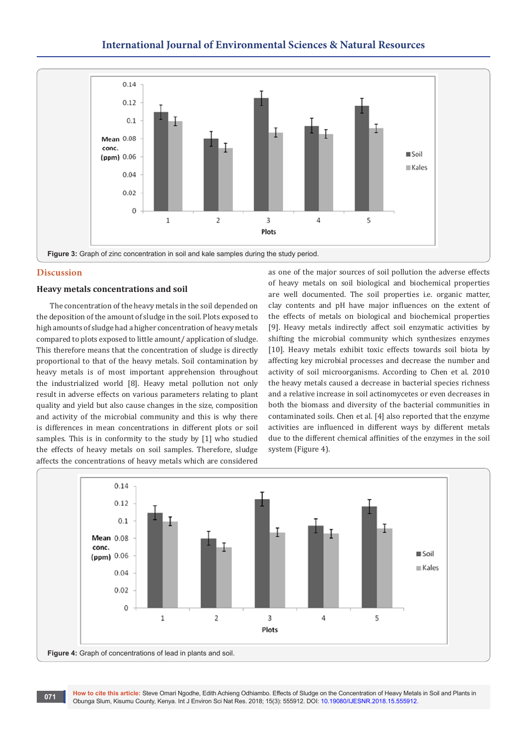Figure 3: Graph of zinc concentration in soil and kale samples during the study period.

## Discussion

### Heavy metals concentrations and soil

The concentration of the heavy metals in the soil depended on the deposition of the amount of sludge in the soil. Plots exposed to high amounts of sludge had a higher concentration of heavy metals compared to plots exposed to little amount/ application of sludge. This therefore means that the concentration of sludge is directly proportional to that of the heavy metals. Soil contamination by heavy metals is of most important apprehension throughout the industrialized world [8]. Heavy metal pollution not only result in adverse effects on various parameters relating to plant quality and yield but also cause changes in the size, composition and activity of the microbial community and this is why there is differences in mean concentrations in different plots or soil samples. This is in conformity to the study by [1] who studied the effects of heavy metals on soil samples. Therefore, sludge affects the concentrations of heavy metals which are considered as one of the major sources of soil pollution the adverse effects of heavy metals on soil biological and biochemical properties are well documented. The soil properties i.e. organic matter, clay contents and pH have major influences on the extent of the effects of metals on biological and biochemical properties [9]. Heavy metals indirectly affect soil enzymatic activities by shifting the microbial community which synthesizes enzymes [10]. Heavy metals exhibit toxic effects towards soil biota by affecting key microbial processes and decrease the number and activity of soil microorganisms. According to Chen et al. 2010 the heavy metals caused a decrease in bacterial species richness and a relative increase in soil actinomycetes or even decreases in both the biomass and diversity of the bacterial communities in contaminated soils. Chen et al. [4] also reported that the enzyme activities are influenced in different ways by different metals due to the different chemical affinities of the enzymes in the soil system (Figure 4).

Figure 4: Graph of concentrations of lead in plants and soil.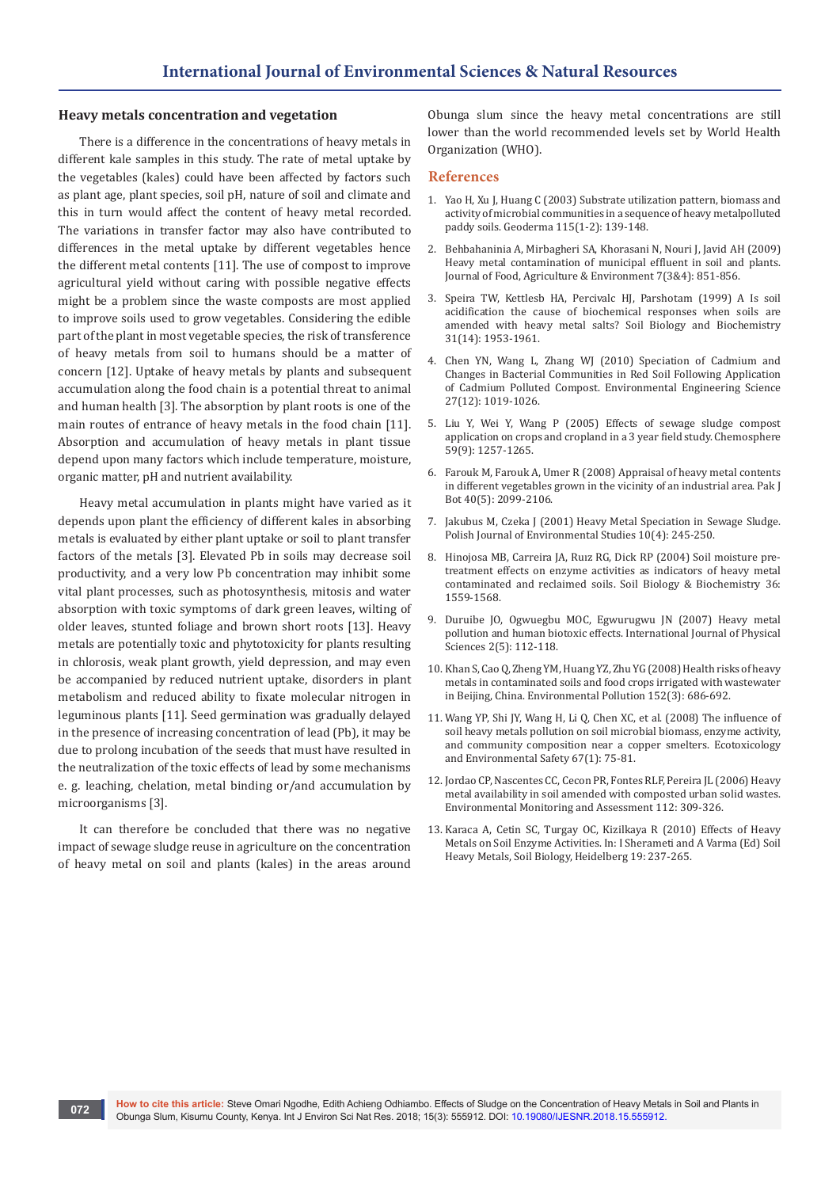### Heavy metals concentration and vegetation

There is a difference in the concentrations of heavy metals in different kale samples in this study. The rate of metal uptake by the vegetables (kales) could have been affected by factors such as plant age, plant species, soil pH, nature of soil and climate and this in turn would affect the content of heavy metal recorded. The variations in transfer factor may also have contributed to differences in the metal uptake by different vegetables hence the different metal contents [11]. The use of compost to improve agricultural yield without caring with possible negative effects might be a problem since the waste composts are most applied to improve soils used to grow vegetables. Considering the edible part of the plant in most vegetable species, the risk of transference of heavy metals from soil to humans should be a matter of concern [12]. Uptake of heavy metals by plants and subsequent accumulation along the food chain is a potential threat to animal and human health [3]. The absorption by plant roots is one of the main routes of entrance of heavy metals in the food chain [11]. Absorption and accumulation of heavy metals in plant tissue depend upon many factors which include temperature, moisture, organic matter, pH and nutrient availability.

Heavy metal accumulation in plants might have varied as it depends upon plant the efficiency of different kales in absorbing metals is evaluated by either plant uptake or soil to plant transfer factors of the metals [3]. Elevated Pb in soils may decrease soil productivity, and a very low Pb concentration may inhibit some vital plant processes, such as photosynthesis, mitosis and water absorption with toxic symptoms of dark green leaves, wilting of older leaves, stunted foliage and brown short roots [13]. Heavy metals are potentially toxic and phytotoxicity for plants resulting in chlorosis, weak plant growth, yield depression, and may even be accompanied by reduced nutrient uptake, disorders in plant metabolism and reduced ability to fixate molecular nitrogen in leguminous plants [11]. Seed germination was gradually delayed in the presence of increasing concentration of lead (Pb), it may be due to prolong incubation of the seeds that must have resulted in the neutralization of the toxic effects of lead by some mechanisms e. g. leaching, chelation, metal binding or/and accumulation by microorganisms [3].

It can therefore be concluded that there was no negative impact of sewage sludge reuse in agriculture on the concentration of heavy metal on soil and plants (kales) in the areas around Obunga slum since the heavy metal concentrations are still lower than the world recommended levels set by World Health Organization (WHO).

## References

1. Yao H, Xu J, Huang C (2003) Substrate utilization pattern, biomass and activity of microbial communities in a sequence of heavy metalpolluted paddy soils. Geoderma 115(1-2): 139-148.
2. Behbahaninia A, Mirbagheri SA, Khorasani N, Nouri J, Javid AH (2009) Heavy metal contamination of municipal effluent in soil and plants. Journal of Food, Agriculture & Environment 7(3&4): 851-856.
3. Speira TW, Kettlesb HA, Percivalc HJ, Parshotam (1999) A Is soil acidification the cause of biochemical responses when soils are amended with heavy metal salts? Soil Biology and Biochemistry 31(14): 1953-1961.
4. Chen YN, Wang L, Zhang WJ (2010) Speciation of Cadmium and Changes in Bacterial Communities in Red Soil Following Application of Cadmium Polluted Compost. Environmental Engineering Science 27(12): 1019-1026.
5. Liu Y, Wei Y, Wang P (2005) Effects of sewage sludge compost application on crops and cropland in a 3 year field study. Chemosphere 59(9): 1257-1265.
6. Farouk M, Farouk A, Umer R (2008) Appraisal of heavy metal contents in different vegetables grown in the vicinity of an industrial area. Pak J Bot 40(5): 2099-2106.
7. Jakubus M, Czeka J (2001) Heavy Metal Speciation in Sewage Sludge. Polish Journal of Environmental Studies 10(4): 245-250.
8. Hinojosa MB, Carreira JA, Ruız RG, Dick RP (2004) Soil moisture pre-treatment effects on enzyme activities as indicators of heavy metal contaminated and reclaimed soils. Soil Biology & Biochemistry 36: 1559-1568.
9. Duruibe JO, Ogwuegbu MOC, Egwurugwu JN (2007) Heavy metal pollution and human biotoxic effects. International Journal of Physical Sciences 2(5): 112-118.
10. Khan S, Cao Q, Zheng YM, Huang YZ, Zhu YG (2008) Health risks of heavy metals in contaminated soils and food crops irrigated with wastewater in Beijing, China. Environmental Pollution 152(3): 686-692.
11. Wang YP, Shi JY, Wang H, Li Q, Chen XC, et al. (2008) The influence of soil heavy metals pollution on soil microbial biomass, enzyme activity, and community composition near a copper smelters. Ecotoxicology and Environmental Safety 67(1): 75-81.
12. Jordao CP, Nascentes CC, Cecon PR, Fontes RLF, Pereira JL (2006) Heavy metal availability in soil amended with composted urban solid wastes. Environmental Monitoring and Assessment 112: 309-326.
13. Karaca A, Cetin SC, Turgay OC, Kizilkaya R (2010) Effects of Heavy Metals on Soil Enzyme Activities. In: I Sherameti and A Varma (Ed) Soil Heavy Metals, Soil Biology, Heidelberg 19: 237-265.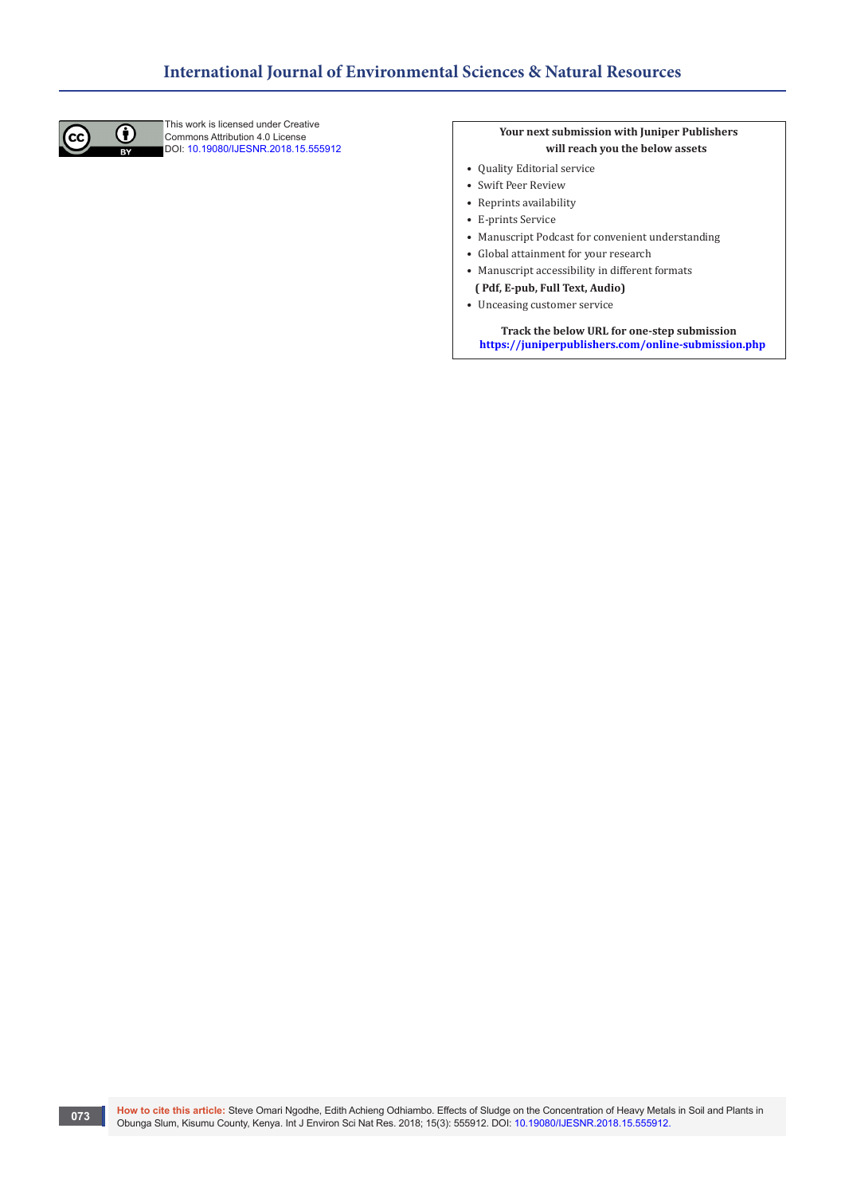This work is licensed under Creative Commons Attribution 4.0 License
DOI: 10.19080/IJESNR.2018.15.555912

**Your next submission with Juniper Publishers will reach you the below assets**

- Quality Editorial service
- Swift Peer Review
- Reprints availability
- E-prints Service
- Manuscript Podcast for convenient understanding
- Global attainment for your research
- Manuscript accessibility in different formats

**( Pdf, E-pub, Full Text, Audio)**

- Unceasing customer service

**Track the below URL for one-step submission**
**https://juniperpublishers.com/online-submission.php**

**How to cite this article:** Steve Omari Ngodhe, Edith Achieng Odhiambo. Effects of Sludge on the Concentration of Heavy Metals in Soil and Plants in Obunga Slum, Kisumu County, Kenya. Int J Environ Sci Nat Res. 2018; 15(3): 555912. DOI: 10.19080/IJESNR.2018.15.555912.